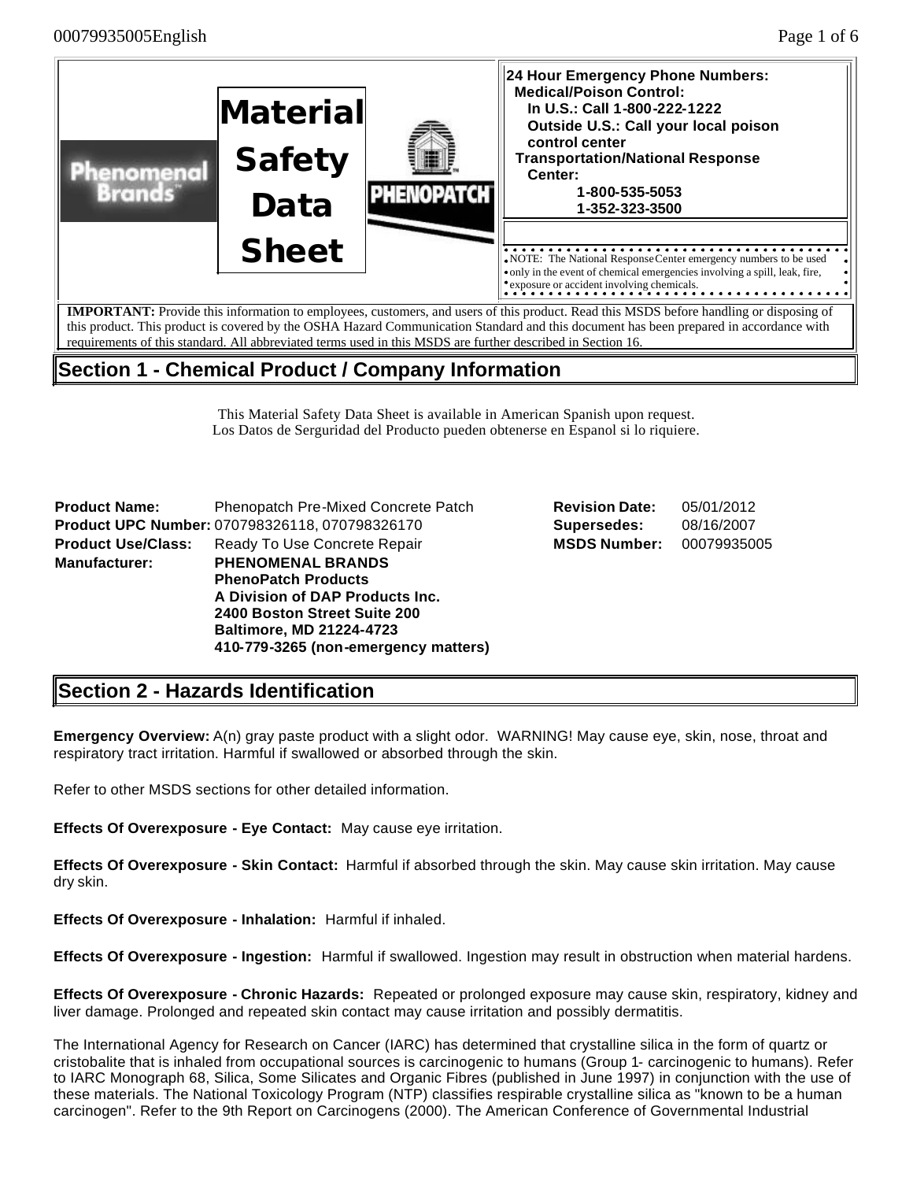# Material Safety Data Sheet

**24 Hour Emergency Phone Numbers:**
**Medical/Poison Control:**
**In U.S.: Call 1-800-222-1222**
**Outside U.S.: Call your local poison control center**
**Transportation/National Response Center:**
**1-800-535-5053**
**1-352-323-3500**

NOTE: The National Response Center emergency numbers to be used only in the event of chemical emergencies involving a spill, leak, fire, exposure or accident involving chemicals.

**IMPORTANT:** Provide this information to employees, customers, and users of this product. Read this MSDS before handling or disposing of this product. This product is covered by the OSHA Hazard Communication Standard and this document has been prepared in accordance with requirements of this standard. All abbreviated terms used in this MSDS are further described in Section 16.

## Section 1 - Chemical Product / Company Information

This Material Safety Data Sheet is available in American Spanish upon request.
Los Datos de Serguridad del Producto pueden obtenerse en Espanol si lo riquiere.

**Product Name:** Phenopatch Pre-Mixed Concrete Patch
**Product UPC Number:** 070798326118, 070798326170
**Product Use/Class:** Ready To Use Concrete Repair
**Manufacturer:** **PHENOMENAL BRANDS**
**PhenoPatch Products**
**A Division of DAP Products Inc.**
**2400 Boston Street Suite 200**
**Baltimore, MD 21224-4723**
**410-779-3265 (non-emergency matters)**

**Revision Date:** 05/01/2012
**Supersedes:** 08/16/2007
**MSDS Number:** 00079935005

## Section 2 - Hazards Identification

**Emergency Overview:** A(n) gray paste product with a slight odor. WARNING! May cause eye, skin, nose, throat and respiratory tract irritation. Harmful if swallowed or absorbed through the skin.

Refer to other MSDS sections for other detailed information.

**Effects Of Overexposure - Eye Contact:** May cause eye irritation.

**Effects Of Overexposure - Skin Contact:** Harmful if absorbed through the skin. May cause skin irritation. May cause dry skin.

**Effects Of Overexposure - Inhalation:** Harmful if inhaled.

**Effects Of Overexposure - Ingestion:** Harmful if swallowed. Ingestion may result in obstruction when material hardens.

**Effects Of Overexposure - Chronic Hazards:** Repeated or prolonged exposure may cause skin, respiratory, kidney and liver damage. Prolonged and repeated skin contact may cause irritation and possibly dermatitis.

The International Agency for Research on Cancer (IARC) has determined that crystalline silica in the form of quartz or cristobalite that is inhaled from occupational sources is carcinogenic to humans (Group 1- carcinogenic to humans). Refer to IARC Monograph 68, Silica, Some Silicates and Organic Fibres (published in June 1997) in conjunction with the use of these materials. The National Toxicology Program (NTP) classifies respirable crystalline silica as "known to be a human carcinogen". Refer to the 9th Report on Carcinogens (2000). The American Conference of Governmental Industrial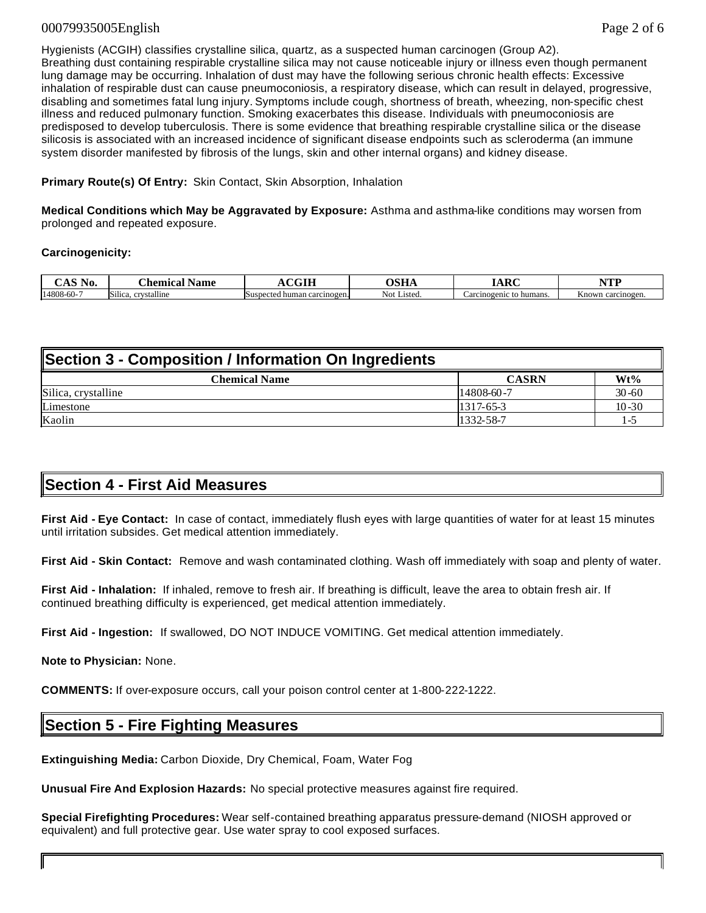Hygienists (ACGIH) classifies crystalline silica, quartz, as a suspected human carcinogen (Group A2).
Breathing dust containing respirable crystalline silica may not cause noticeable injury or illness even though permanent lung damage may be occurring. Inhalation of dust may have the following serious chronic health effects: Excessive inhalation of respirable dust can cause pneumoconiosis, a respiratory disease, which can result in delayed, progressive, disabling and sometimes fatal lung injury. Symptoms include cough, shortness of breath, wheezing, non-specific chest illness and reduced pulmonary function. Smoking exacerbates this disease. Individuals with pneumoconiosis are predisposed to develop tuberculosis. There is some evidence that breathing respirable crystalline silica or the disease silicosis is associated with an increased incidence of significant disease endpoints such as scleroderma (an immune system disorder manifested by fibrosis of the lungs, skin and other internal organs) and kidney disease.

**Primary Route(s) Of Entry:** Skin Contact, Skin Absorption, Inhalation

**Medical Conditions which May be Aggravated by Exposure:** Asthma and asthma-like conditions may worsen from prolonged and repeated exposure.

**Carcinogenicity:**

| CAS No. | Chemical Name | ACGIH | OSHA | IARC | NTP |
|---|---|---|---|---|---|
| 14808-60-7 | Silica, crystalline | Suspected human carcinogen. | Not Listed. | Carcinogenic to humans. | Known carcinogen. |

## Section 3 - Composition / Information On Ingredients

| Chemical Name | CASRN | Wt% |
|---|---|---|
| Silica, crystalline | 14808-60-7 | 30-60 |
| Limestone | 1317-65-3 | 10-30 |
| Kaolin | 1332-58-7 | 1-5 |

## Section 4 - First Aid Measures

**First Aid - Eye Contact:** In case of contact, immediately flush eyes with large quantities of water for at least 15 minutes until irritation subsides. Get medical attention immediately.

**First Aid - Skin Contact:** Remove and wash contaminated clothing. Wash off immediately with soap and plenty of water.

**First Aid - Inhalation:** If inhaled, remove to fresh air. If breathing is difficult, leave the area to obtain fresh air. If continued breathing difficulty is experienced, get medical attention immediately.

**First Aid - Ingestion:** If swallowed, DO NOT INDUCE VOMITING. Get medical attention immediately.

**Note to Physician:** None.

**COMMENTS:** If over-exposure occurs, call your poison control center at 1-800-222-1222.

## Section 5 - Fire Fighting Measures

**Extinguishing Media:** Carbon Dioxide, Dry Chemical, Foam, Water Fog

**Unusual Fire And Explosion Hazards:** No special protective measures against fire required.

**Special Firefighting Procedures:** Wear self-contained breathing apparatus pressure-demand (NIOSH approved or equivalent) and full protective gear. Use water spray to cool exposed surfaces.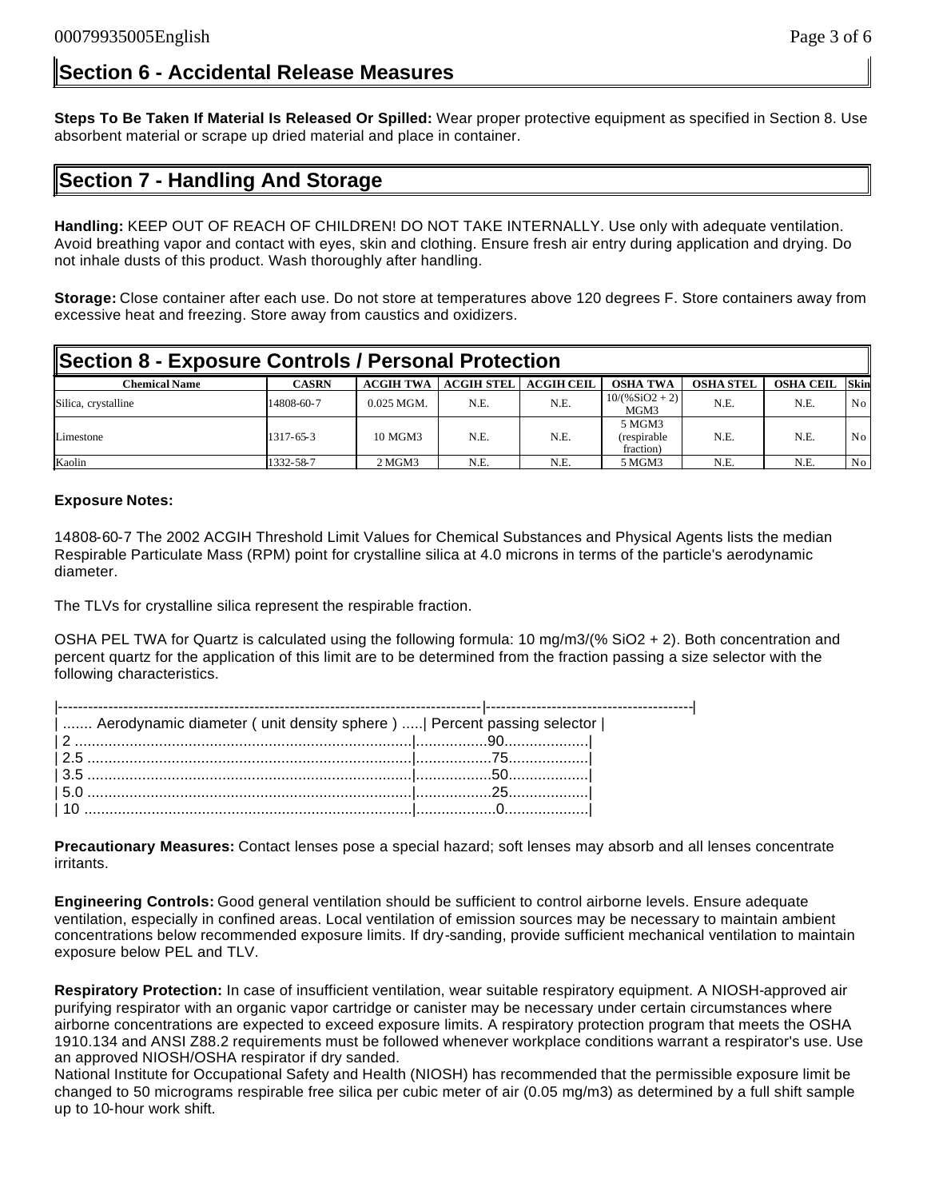## Section 6 - Accidental Release Measures

**Steps To Be Taken If Material Is Released Or Spilled:** Wear proper protective equipment as specified in Section 8. Use absorbent material or scrape up dried material and place in container.

## Section 7 - Handling And Storage

**Handling:** KEEP OUT OF REACH OF CHILDREN! DO NOT TAKE INTERNALLY. Use only with adequate ventilation. Avoid breathing vapor and contact with eyes, skin and clothing. Ensure fresh air entry during application and drying. Do not inhale dusts of this product. Wash thoroughly after handling.

**Storage:** Close container after each use. Do not store at temperatures above 120 degrees F. Store containers away from excessive heat and freezing. Store away from caustics and oxidizers.

## Section 8 - Exposure Controls / Personal Protection

| Chemical Name | CASRN | ACGIH TWA | ACGIH STEL | ACGIH CEIL | OSHA TWA | OSHA STEL | OSHA CEIL | Skin |
|---|---|---|---|---|---|---|---|---|
| Silica, crystalline | 14808-60-7 | 0.025 MGM. | N.E. | N.E. | 10/(%SiO2 + 2) MGM3 | N.E. | N.E. | No |
| Limestone | 1317-65-3 | 10 MGM3 | N.E. | N.E. | 5 MGM3 (respirable fraction) | N.E. | N.E. | No |
| Kaolin | 1332-58-7 | 2 MGM3 | N.E. | N.E. | 5 MGM3 | N.E. | N.E. | No |

**Exposure Notes:**

14808-60-7 The 2002 ACGIH Threshold Limit Values for Chemical Substances and Physical Agents lists the median Respirable Particulate Mass (RPM) point for crystalline silica at 4.0 microns in terms of the particle's aerodynamic diameter.

The TLVs for crystalline silica represent the respirable fraction.

OSHA PEL TWA for Quartz is calculated using the following formula: 10 mg/m3/(% SiO2 + 2). Both concentration and percent quartz for the application of this limit are to be determined from the fraction passing a size selector with the following characteristics.

| Aerodynamic diameter ( unit density sphere ) | Percent passing selector |
|---|---|
| 2 | 90 |
| 2.5 | 75 |
| 3.5 | 50 |
| 5.0 | 25 |
| 10 | 0 |

**Precautionary Measures:** Contact lenses pose a special hazard; soft lenses may absorb and all lenses concentrate irritants.

**Engineering Controls:** Good general ventilation should be sufficient to control airborne levels. Ensure adequate ventilation, especially in confined areas. Local ventilation of emission sources may be necessary to maintain ambient concentrations below recommended exposure limits. If dry-sanding, provide sufficient mechanical ventilation to maintain exposure below PEL and TLV.

**Respiratory Protection:** In case of insufficient ventilation, wear suitable respiratory equipment. A NIOSH-approved air purifying respirator with an organic vapor cartridge or canister may be necessary under certain circumstances where airborne concentrations are expected to exceed exposure limits. A respiratory protection program that meets the OSHA 1910.134 and ANSI Z88.2 requirements must be followed whenever workplace conditions warrant a respirator's use. Use an approved NIOSH/OSHA respirator if dry sanded.
National Institute for Occupational Safety and Health (NIOSH) has recommended that the permissible exposure limit be changed to 50 micrograms respirable free silica per cubic meter of air (0.05 mg/m3) as determined by a full shift sample up to 10-hour work shift.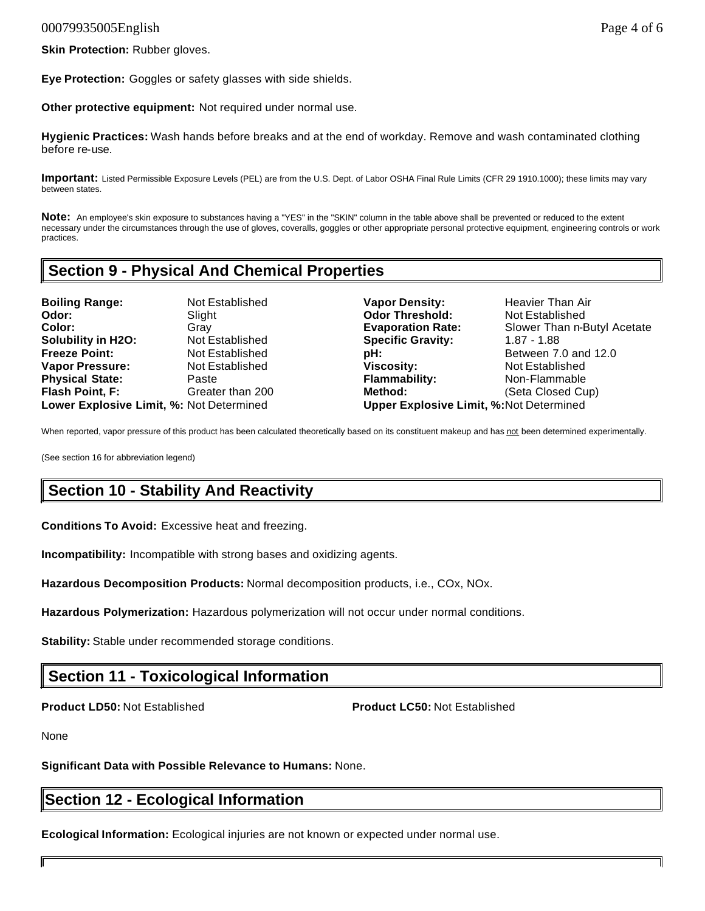**Skin Protection:** Rubber gloves.

**Eye Protection:** Goggles or safety glasses with side shields.

**Other protective equipment:** Not required under normal use.

**Hygienic Practices:** Wash hands before breaks and at the end of workday. Remove and wash contaminated clothing before re-use.

**Important:** Listed Permissible Exposure Levels (PEL) are from the U.S. Dept. of Labor OSHA Final Rule Limits (CFR 29 1910.1000); these limits may vary between states.

**Note:** An employee's skin exposure to substances having a "YES" in the "SKIN" column in the table above shall be prevented or reduced to the extent necessary under the circumstances through the use of gloves, coveralls, goggles or other appropriate personal protective equipment, engineering controls or work practices.

## Section 9 - Physical And Chemical Properties

| | | | |
|---|---|---|---|
| **Boiling Range:** | Not Established | **Vapor Density:** | Heavier Than Air |
| **Odor:** | Slight | **Odor Threshold:** | Not Established |
| **Color:** | Gray | **Evaporation Rate:** | Slower Than n-Butyl Acetate |
| **Solubility in H2O:** | Not Established | **Specific Gravity:** | 1.87 - 1.88 |
| **Freeze Point:** | Not Established | **pH:** | Between 7.0 and 12.0 |
| **Vapor Pressure:** | Not Established | **Viscosity:** | Not Established |
| **Physical State:** | Paste | **Flammability:** | Non-Flammable |
| **Flash Point, F:** | Greater than 200 | **Method:** | (Seta Closed Cup) |
| **Lower Explosive Limit, %:** | Not Determined | **Upper Explosive Limit, %:** | Not Determined |

When reported, vapor pressure of this product has been calculated theoretically based on its constituent makeup and has not been determined experimentally.

(See section 16 for abbreviation legend)

## Section 10 - Stability And Reactivity

**Conditions To Avoid:** Excessive heat and freezing.

**Incompatibility:** Incompatible with strong bases and oxidizing agents.

**Hazardous Decomposition Products:** Normal decomposition products, i.e., COx, NOx.

**Hazardous Polymerization:** Hazardous polymerization will not occur under normal conditions.

**Stability:** Stable under recommended storage conditions.

## Section 11 - Toxicological Information

**Product LD50:** Not Established **Product LC50:** Not Established

None

**Significant Data with Possible Relevance to Humans:** None.

## Section 12 - Ecological Information

**Ecological Information:** Ecological injuries are not known or expected under normal use.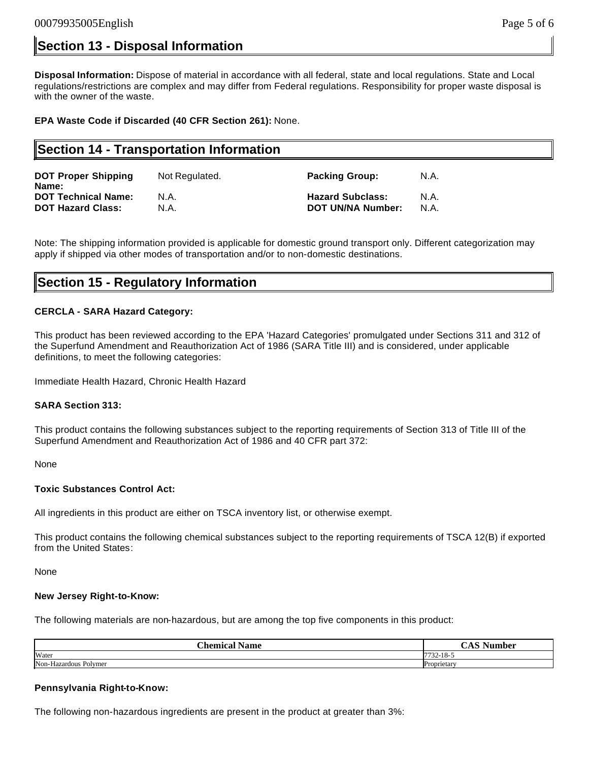## Section 13 - Disposal Information

**Disposal Information:** Dispose of material in accordance with all federal, state and local regulations. State and Local regulations/restrictions are complex and may differ from Federal regulations. Responsibility for proper waste disposal is with the owner of the waste.

**EPA Waste Code if Discarded (40 CFR Section 261):** None.

## Section 14 - Transportation Information

| | | | |
|---|---|---|---|
| **DOT Proper Shipping Name:** | Not Regulated. | **Packing Group:** | N.A. |
| **DOT Technical Name:** | N.A. | **Hazard Subclass:** | N.A. |
| **DOT Hazard Class:** | N.A. | **DOT UN/NA Number:** | N.A. |

Note: The shipping information provided is applicable for domestic ground transport only. Different categorization may apply if shipped via other modes of transportation and/or to non-domestic destinations.

## Section 15 - Regulatory Information

**CERCLA - SARA Hazard Category:**

This product has been reviewed according to the EPA 'Hazard Categories' promulgated under Sections 311 and 312 of the Superfund Amendment and Reauthorization Act of 1986 (SARA Title III) and is considered, under applicable definitions, to meet the following categories:

Immediate Health Hazard, Chronic Health Hazard

**SARA Section 313:**

This product contains the following substances subject to the reporting requirements of Section 313 of Title III of the Superfund Amendment and Reauthorization Act of 1986 and 40 CFR part 372:

None

**Toxic Substances Control Act:**

All ingredients in this product are either on TSCA inventory list, or otherwise exempt.

This product contains the following chemical substances subject to the reporting requirements of TSCA 12(B) if exported from the United States:

None

**New Jersey Right-to-Know:**

The following materials are non-hazardous, but are among the top five components in this product:

| Chemical Name | CAS Number |
|---|---|
| Water | 7732-18-5 |
| Non-Hazardous Polymer | Proprietary |

**Pennsylvania Right-to-Know:**

The following non-hazardous ingredients are present in the product at greater than 3%: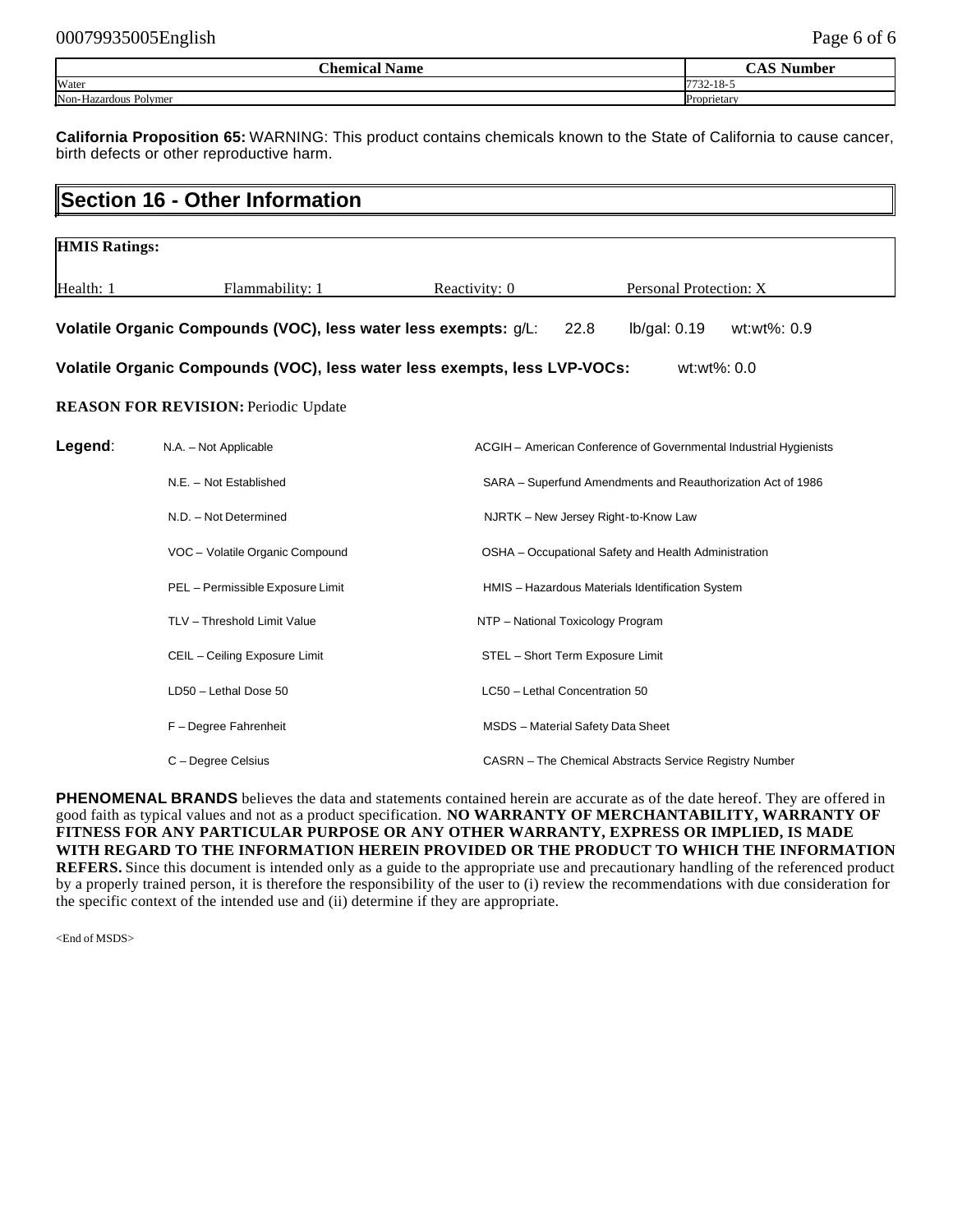| Chemical Name | CAS Number |
| --- | --- |
| Water | 7732-18-5 |
| Non-Hazardous Polymer | Proprietary |

**California Proposition 65:** WARNING: This product contains chemicals known to the State of California to cause cancer, birth defects or other reproductive harm.

## Section 16 - Other Information

| HMIS Ratings: | | | |
| --- | --- | --- | --- |
| Health: 1 | Flammability: 1 | Reactivity: 0 | Personal Protection: X |

**Volatile Organic Compounds (VOC), less water less exempts:** g/L: 22.8 lb/gal: 0.19 wt:wt%: 0.9

**Volatile Organic Compounds (VOC), less water less exempts, less LVP-VOCs:** wt:wt%: 0.0

**REASON FOR REVISION:** Periodic Update

**Legend**:

| | |
| --- | --- |
| N.A. – Not Applicable | ACGIH – American Conference of Governmental Industrial Hygienists |
| N.E. – Not Established | SARA – Superfund Amendments and Reauthorization Act of 1986 |
| N.D. – Not Determined | NJRTK – New Jersey Right-to-Know Law |
| VOC – Volatile Organic Compound | OSHA – Occupational Safety and Health Administration |
| PEL – Permissible Exposure Limit | HMIS – Hazardous Materials Identification System |
| TLV – Threshold Limit Value | NTP – National Toxicology Program |
| CEIL – Ceiling Exposure Limit | STEL – Short Term Exposure Limit |
| LD50 – Lethal Dose 50 | LC50 – Lethal Concentration 50 |
| F – Degree Fahrenheit | MSDS – Material Safety Data Sheet |
| C – Degree Celsius | CASRN – The Chemical Abstracts Service Registry Number |

**PHENOMENAL BRANDS** believes the data and statements contained herein are accurate as of the date hereof. They are offered in good faith as typical values and not as a product specification. **NO WARRANTY OF MERCHANTABILITY, WARRANTY OF FITNESS FOR ANY PARTICULAR PURPOSE OR ANY OTHER WARRANTY, EXPRESS OR IMPLIED, IS MADE WITH REGARD TO THE INFORMATION HEREIN PROVIDED OR THE PRODUCT TO WHICH THE INFORMATION REFERS.** Since this document is intended only as a guide to the appropriate use and precautionary handling of the referenced product by a properly trained person, it is therefore the responsibility of the user to (i) review the recommendations with due consideration for the specific context of the intended use and (ii) determine if they are appropriate.

<End of MSDS>